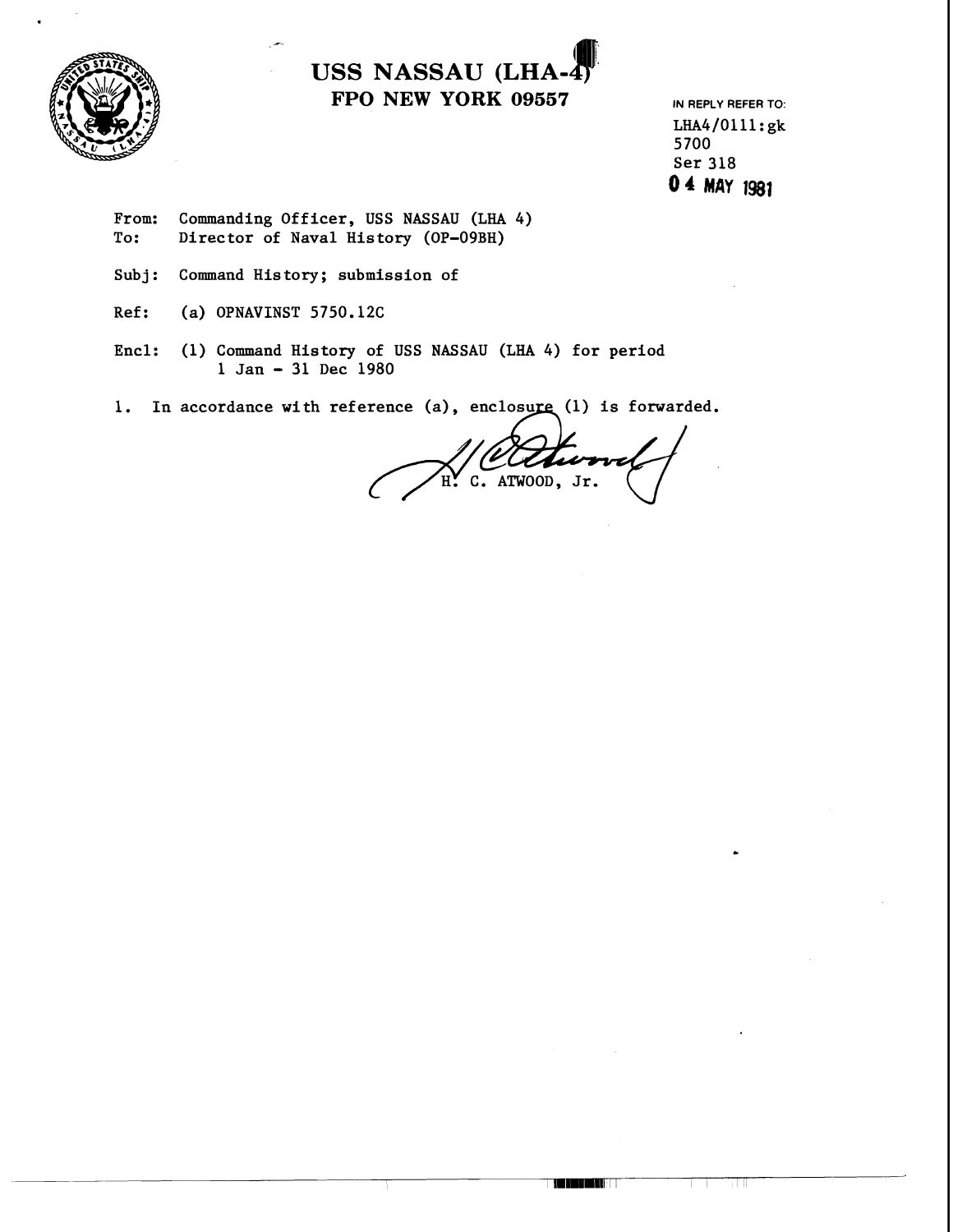# USS NASSAU (LHA-4)
## FPO NEW YORK 09557

IN REPLY REFER TO:
LHA4/0111:gk
5700
Ser 318
**04 MAY 1981**

From: Commanding Officer, USS NASSAU (LHA 4)
To: Director of Naval History (OP-09BH)

Subj: Command History; submission of

Ref: (a) OPNAVINST 5750.12C

Encl: (1) Command History of USS NASSAU (LHA 4) for period 1 Jan - 31 Dec 1980

1. In accordance with reference (a), enclosure (1) is forwarded.

H. C. ATWOOD, Jr.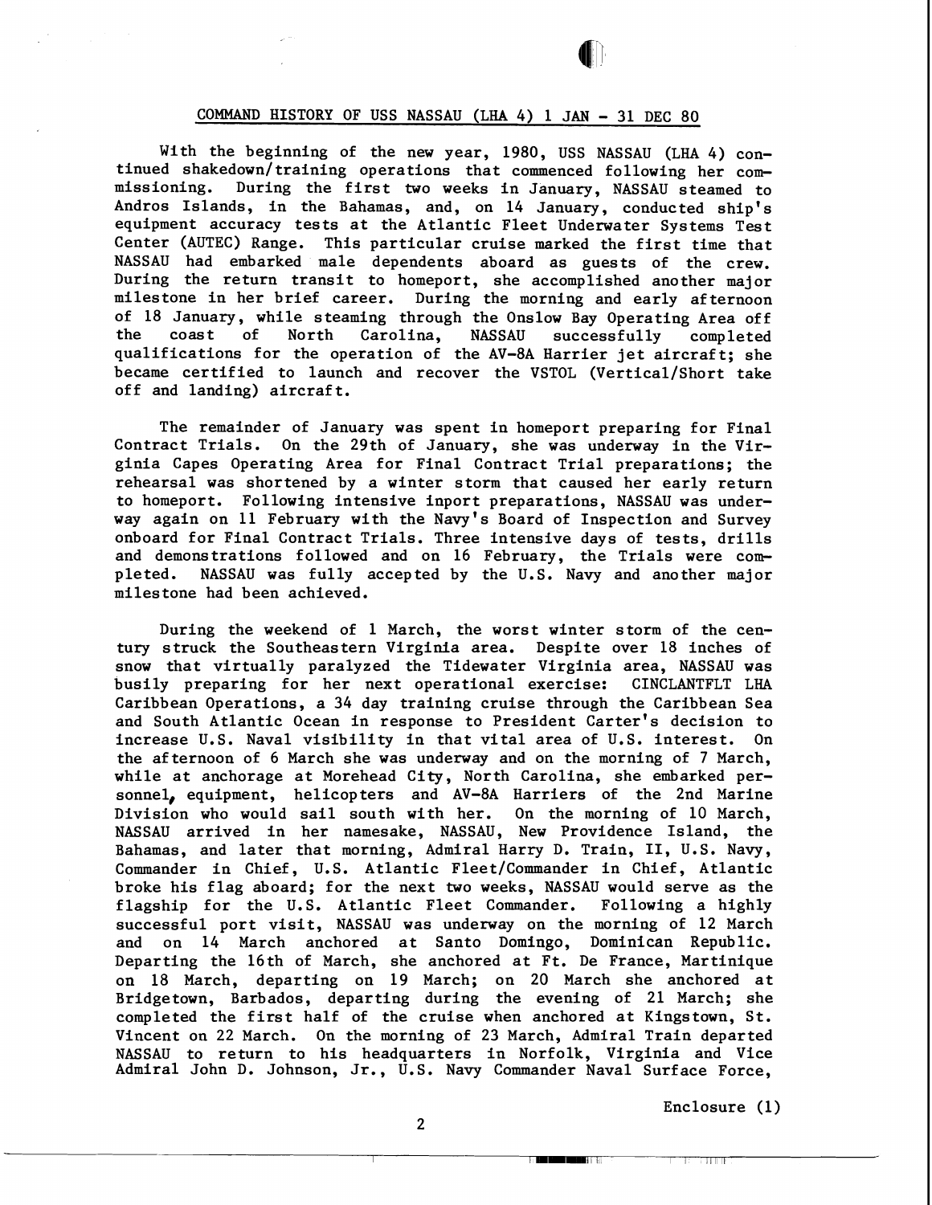## COMMAND HISTORY OF USS NASSAU (LHA 4) 1 JAN - 31 DEC 80

With the beginning of the new year, 1980, USS NASSAU (LHA 4) continued shakedown/training operations that commenced following her commissioning. During the first two weeks in January, NASSAU steamed to Andros Islands, in the Bahamas, and, on 14 January, conducted ship's equipment accuracy tests at the Atlantic Fleet Underwater Systems Test Center (AUTEC) Range. This particular cruise marked the first time that NASSAU had embarked male dependents aboard as guests of the crew. During the return transit to homeport, she accomplished another major milestone in her brief career. During the morning and early afternoon of 18 January, while steaming through the Onslow Bay Operating Area off the coast of North Carolina, NASSAU successfully completed qualifications for the operation of the AV-8A Harrier jet aircraft; she became certified to launch and recover the VSTOL (Vertical/Short take off and landing) aircraft.

The remainder of January was spent in homeport preparing for Final Contract Trials. On the 29th of January, she was underway in the Virginia Capes Operating Area for Final Contract Trial preparations; the rehearsal was shortened by a winter storm that caused her early return to homeport. Following intensive inport preparations, NASSAU was underway again on 11 February with the Navy's Board of Inspection and Survey onboard for Final Contract Trials. Three intensive days of tests, drills and demonstrations followed and on 16 February, the Trials were completed. NASSAU was fully accepted by the U.S. Navy and another major milestone had been achieved.

During the weekend of 1 March, the worst winter storm of the century struck the Southeastern Virginia area. Despite over 18 inches of snow that virtually paralyzed the Tidewater Virginia area, NASSAU was busily preparing for her next operational exercise: CINCLANTFLT LHA Caribbean Operations, a 34 day training cruise through the Caribbean Sea and South Atlantic Ocean in response to President Carter's decision to increase U.S. Naval visibility in that vital area of U.S. interest. On the afternoon of 6 March she was underway and on the morning of 7 March, while at anchorage at Morehead City, North Carolina, she embarked personnel, equipment, helicopters and AV-8A Harriers of the 2nd Marine Division who would sail south with her. On the morning of 10 March, NASSAU arrived in her namesake, NASSAU, New Providence Island, the Bahamas, and later that morning, Admiral Harry D. Train, II, U.S. Navy, Commander in Chief, U.S. Atlantic Fleet/Commander in Chief, Atlantic broke his flag aboard; for the next two weeks, NASSAU would serve as the flagship for the U.S. Atlantic Fleet Commander. Following a highly successful port visit, NASSAU was underway on the morning of 12 March and on 14 March anchored at Santo Domingo, Dominican Republic. Departing the 16th of March, she anchored at Ft. De France, Martinique on 18 March, departing on 19 March; on 20 March she anchored at Bridgetown, Barbados, departing during the evening of 21 March; she completed the first half of the cruise when anchored at Kingstown, St. Vincent on 22 March. On the morning of 23 March, Admiral Train departed NASSAU to return to his headquarters in Norfolk, Virginia and Vice Admiral John D. Johnson, Jr., U.S. Navy Commander Naval Surface Force,

Enclosure (1)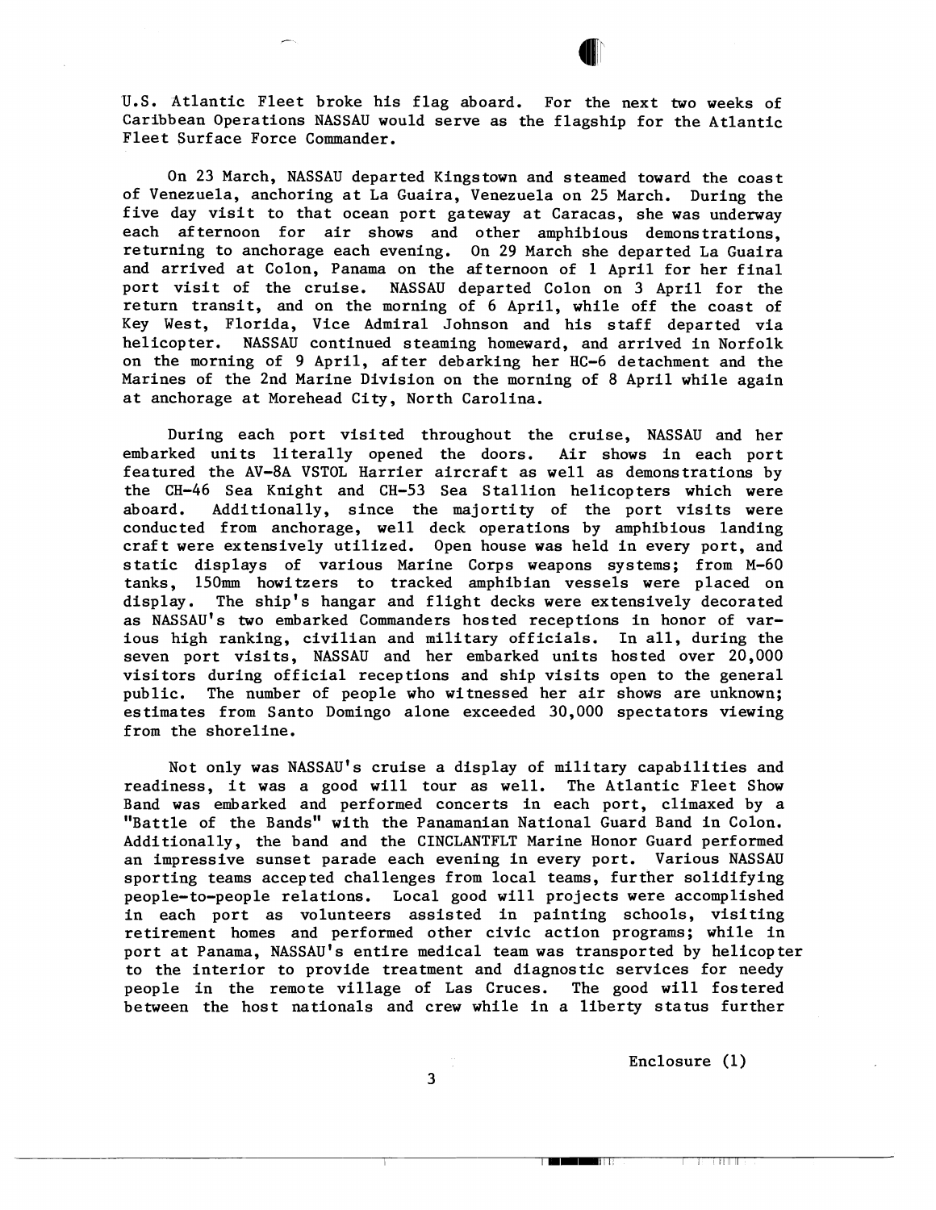U.S. Atlantic Fleet broke his flag aboard. For the next two weeks of Caribbean Operations NASSAU would serve as the flagship for the Atlantic Fleet Surface Force Commander.

On 23 March, NASSAU departed Kingstown and steamed toward the coast of Venezuela, anchoring at La Guaira, Venezuela on 25 March. During the five day visit to that ocean port gateway at Caracas, she was underway each afternoon for air shows and other amphibious demonstrations, returning to anchorage each evening. On 29 March she departed La Guaira and arrived at Colon, Panama on the afternoon of 1 April for her final port visit of the cruise. NASSAU departed Colon on 3 April for the return transit, and on the morning of 6 April, while off the coast of Key West, Florida, Vice Admiral Johnson and his staff departed via helicopter. NASSAU continued steaming homeward, and arrived in Norfolk on the morning of 9 April, after debarking her HC-6 detachment and the Marines of the 2nd Marine Division on the morning of 8 April while again at anchorage at Morehead City, North Carolina.

During each port visited throughout the cruise, NASSAU and her embarked units literally opened the doors. Air shows in each port featured the AV-8A VSTOL Harrier aircraft as well as demonstrations by the CH-46 Sea Knight and CH-53 Sea Stallion helicopters which were aboard. Additionally, since the majortity of the port visits were conducted from anchorage, well deck operations by amphibious landing craft were extensively utilized. Open house was held in every port, and static displays of various Marine Corps weapons systems; from M-60 tanks, 150mm howitzers to tracked amphibian vessels were placed on display. The ship's hangar and flight decks were extensively decorated as NASSAU's two embarked Commanders hosted receptions in honor of various high ranking, civilian and military officials. In all, during the seven port visits, NASSAU and her embarked units hosted over 20,000 visitors during official receptions and ship visits open to the general public. The number of people who witnessed her air shows are unknown; estimates from Santo Domingo alone exceeded 30,000 spectators viewing from the shoreline.

Not only was NASSAU's cruise a display of military capabilities and readiness, it was a good will tour as well. The Atlantic Fleet Show Band was embarked and performed concerts in each port, climaxed by a "Battle of the Bands" with the Panamanian National Guard Band in Colon. Additionally, the band and the CINCLANTFLT Marine Honor Guard performed an impressive sunset parade each evening in every port. Various NASSAU sporting teams accepted challenges from local teams, further solidifying people-to-people relations. Local good will projects were accomplished in each port as volunteers assisted in painting schools, visiting retirement homes and performed other civic action programs; while in port at Panama, NASSAU's entire medical team was transported by helicopter to the interior to provide treatment and diagnostic services for needy people in the remote village of Las Cruces. The good will fostered between the host nationals and crew while in a liberty status further

Enclosure (1)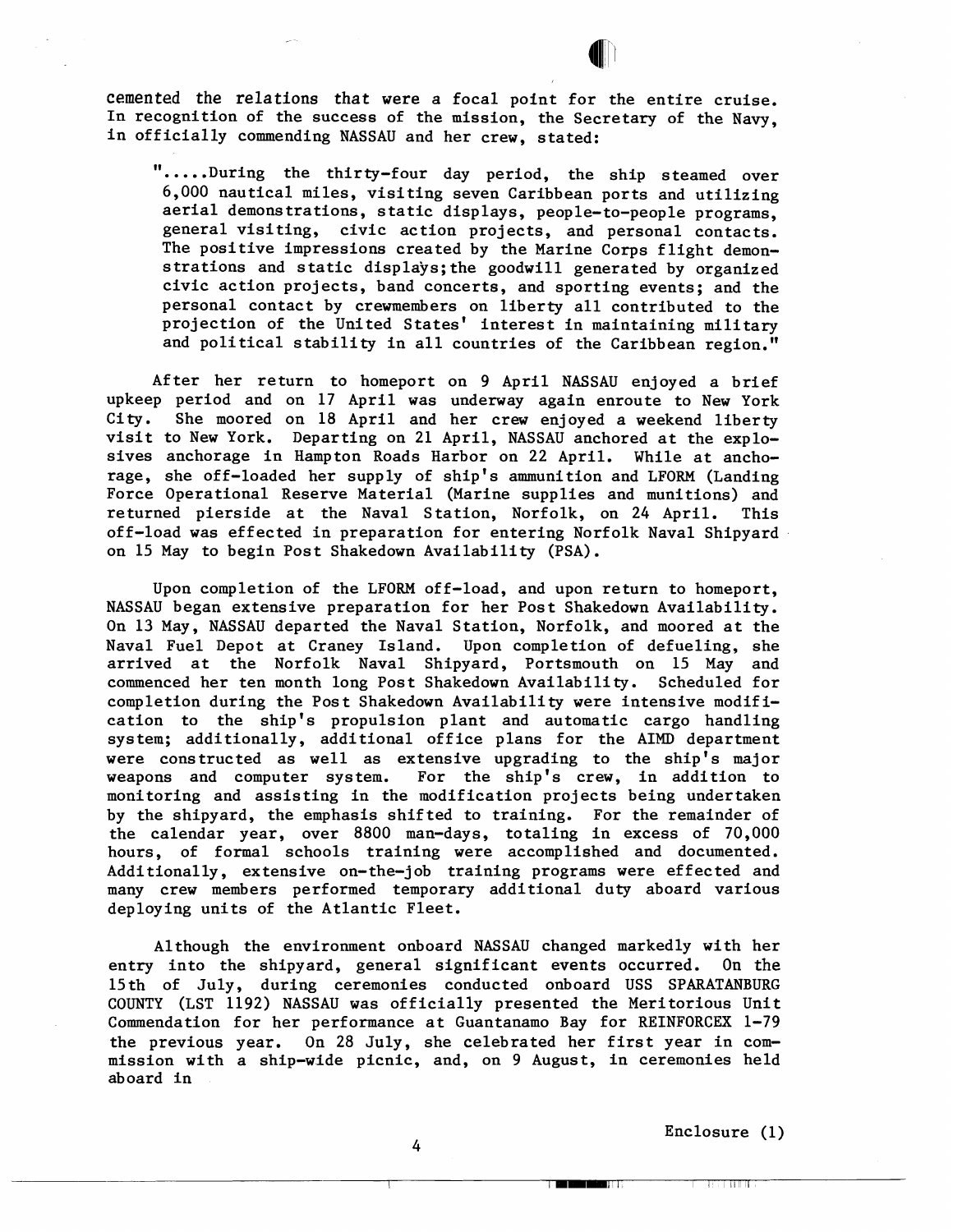cemented the relations that were a focal point for the entire cruise. In recognition of the success of the mission, the Secretary of the Navy, in officially commending NASSAU and her crew, stated:

> ".....During the thirty-four day period, the ship steamed over 6,000 nautical miles, visiting seven Caribbean ports and utilizing aerial demonstrations, static displays, people-to-people programs, general visiting, civic action projects, and personal contacts. The positive impressions created by the Marine Corps flight demonstrations and static displays;the goodwill generated by organized civic action projects, band concerts, and sporting events; and the personal contact by crewmembers on liberty all contributed to the projection of the United States' interest in maintaining military and political stability in all countries of the Caribbean region."

After her return to homeport on 9 April NASSAU enjoyed a brief upkeep period and on 17 April was underway again enroute to New York City. She moored on 18 April and her crew enjoyed a weekend liberty visit to New York. Departing on 21 April, NASSAU anchored at the explosives anchorage in Hampton Roads Harbor on 22 April. While at anchorage, she off-loaded her supply of ship's ammunition and LFORM (Landing Force Operational Reserve Material (Marine supplies and munitions) and returned pierside at the Naval Station, Norfolk, on 24 April. This off-load was effected in preparation for entering Norfolk Naval Shipyard on 15 May to begin Post Shakedown Availability (PSA).

Upon completion of the LFORM off-load, and upon return to homeport, NASSAU began extensive preparation for her Post Shakedown Availability. On 13 May, NASSAU departed the Naval Station, Norfolk, and moored at the Naval Fuel Depot at Craney Island. Upon completion of defueling, she arrived at the Norfolk Naval Shipyard, Portsmouth on 15 May and commenced her ten month long Post Shakedown Availability. Scheduled for completion during the Post Shakedown Availability were intensive modification to the ship's propulsion plant and automatic cargo handling system; additionally, additional office plans for the AIMD department were constructed as well as extensive upgrading to the ship's major weapons and computer system. For the ship's crew, in addition to monitoring and assisting in the modification projects being undertaken by the shipyard, the emphasis shifted to training. For the remainder of the calendar year, over 8800 man-days, totaling in excess of 70,000 hours, of formal schools training were accomplished and documented. Additionally, extensive on-the-job training programs were effected and many crew members performed temporary additional duty aboard various deploying units of the Atlantic Fleet.

Although the environment onboard NASSAU changed markedly with her entry into the shipyard, general significant events occurred. On the 15th of July, during ceremonies conducted onboard USS SPARATANBURG COUNTY (LST 1192) NASSAU was officially presented the Meritorious Unit Commendation for her performance at Guantanamo Bay for REINFORCEX 1-79 the previous year. On 28 July, she celebrated her first year in commission with a ship-wide picnic, and, on 9 August, in ceremonies held aboard in

Enclosure (1)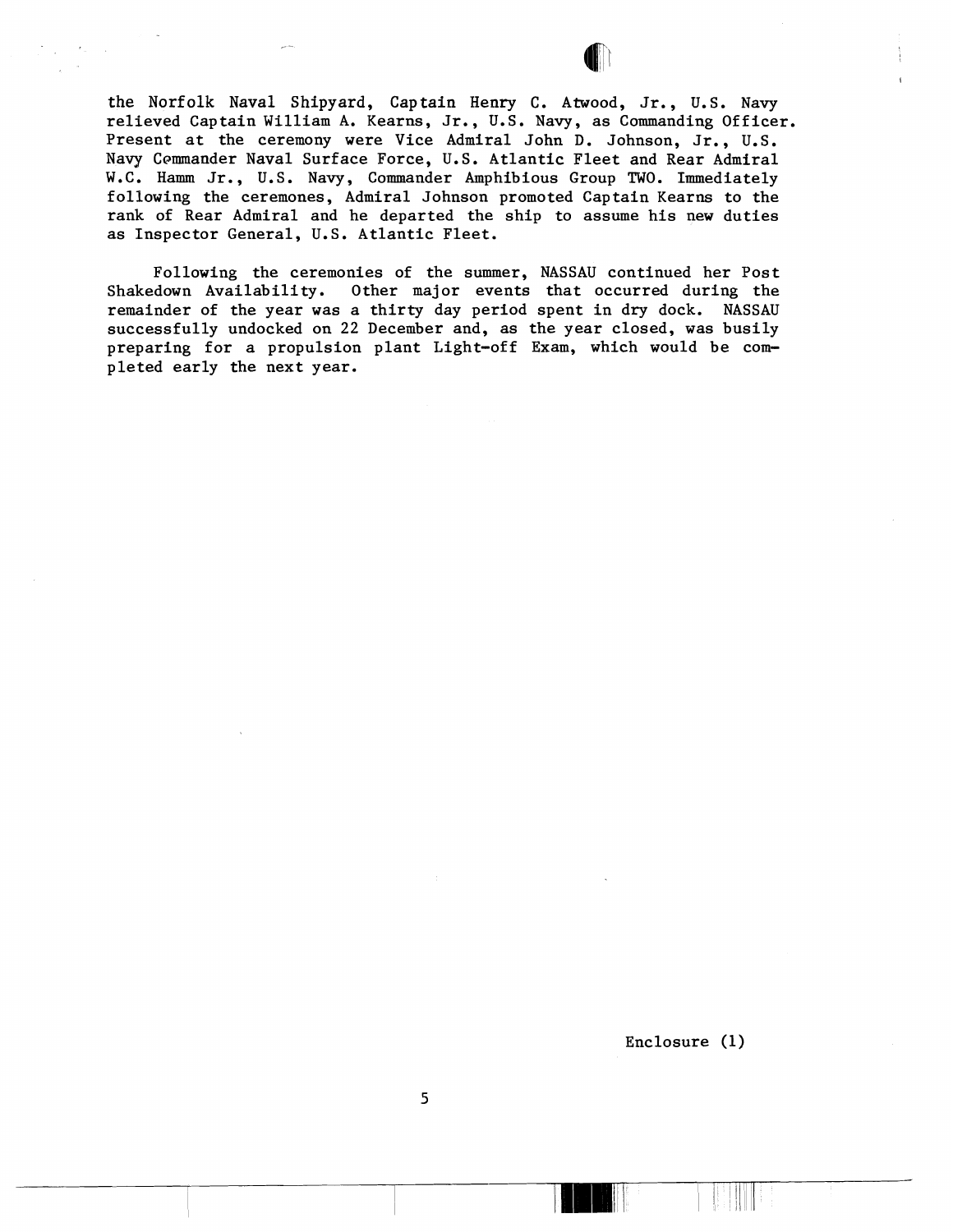the Norfolk Naval Shipyard, Captain Henry C. Atwood, Jr., U.S. Navy relieved Captain William A. Kearns, Jr., U.S. Navy, as Commanding Officer. Present at the ceremony were Vice Admiral John D. Johnson, Jr., U.S. Navy Commander Naval Surface Force, U.S. Atlantic Fleet and Rear Admiral W.C. Hamm Jr., U.S. Navy, Commander Amphibious Group TWO. Immediately following the ceremones, Admiral Johnson promoted Captain Kearns to the rank of Rear Admiral and he departed the ship to assume his new duties as Inspector General, U.S. Atlantic Fleet.

Following the ceremonies of the summer, NASSAU continued her Post Shakedown Availability. Other major events that occurred during the remainder of the year was a thirty day period spent in dry dock. NASSAU successfully undocked on 22 December and, as the year closed, was busily preparing for a propulsion plant Light-off Exam, which would be completed early the next year.

Enclosure (1)